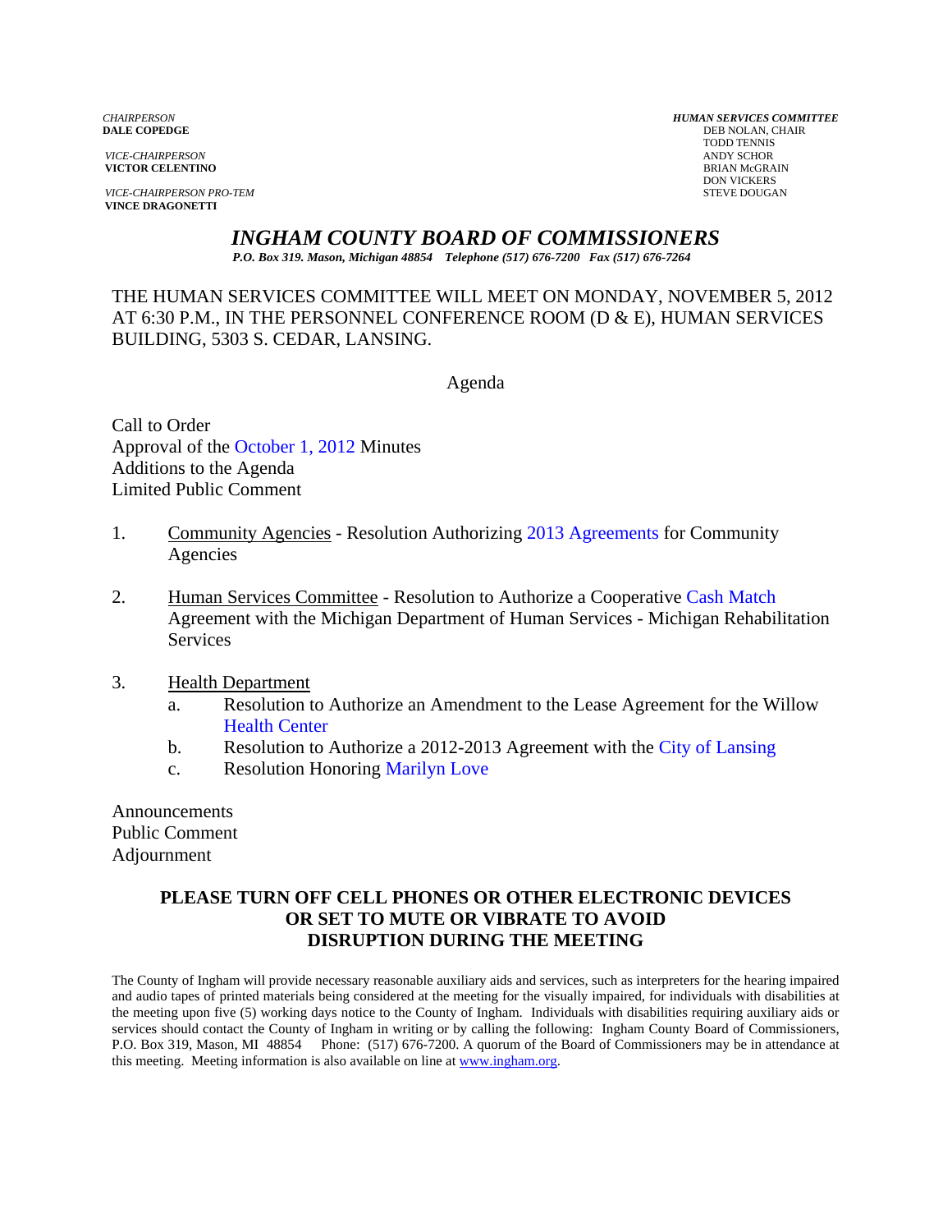*CHAIRPERSON*
**DALE COPEDGE**

*VICE-CHAIRPERSON*
**VICTOR CELENTINO**

*VICE-CHAIRPERSON PRO-TEM*
**VINCE DRAGONETTI**

*HUMAN SERVICES COMMITTEE*
DEB NOLAN, CHAIR
TODD TENNIS
ANDY SCHOR
BRIAN McGRAIN
DON VICKERS
STEVE DOUGAN

# *INGHAM COUNTY BOARD OF COMMISSIONERS*

***P.O. Box 319. Mason, Michigan 48854 Telephone (517) 676-7200 Fax (517) 676-7264***

THE HUMAN SERVICES COMMITTEE WILL MEET ON MONDAY, NOVEMBER 5, 2012 AT 6:30 P.M., IN THE PERSONNEL CONFERENCE ROOM (D & E), HUMAN SERVICES BUILDING, 5303 S. CEDAR, LANSING.

Agenda

Call to Order
Approval of the October 1, 2012 Minutes
Additions to the Agenda
Limited Public Comment

1. Community Agencies - Resolution Authorizing 2013 Agreements for Community Agencies

2. Human Services Committee - Resolution to Authorize a Cooperative Cash Match Agreement with the Michigan Department of Human Services - Michigan Rehabilitation Services

3. Health Department
   a. Resolution to Authorize an Amendment to the Lease Agreement for the Willow Health Center
   b. Resolution to Authorize a 2012-2013 Agreement with the City of Lansing
   c. Resolution Honoring Marilyn Love

Announcements
Public Comment
Adjournment

**PLEASE TURN OFF CELL PHONES OR OTHER ELECTRONIC DEVICES OR SET TO MUTE OR VIBRATE TO AVOID DISRUPTION DURING THE MEETING**

The County of Ingham will provide necessary reasonable auxiliary aids and services, such as interpreters for the hearing impaired and audio tapes of printed materials being considered at the meeting for the visually impaired, for individuals with disabilities at the meeting upon five (5) working days notice to the County of Ingham. Individuals with disabilities requiring auxiliary aids or services should contact the County of Ingham in writing or by calling the following: Ingham County Board of Commissioners, P.O. Box 319, Mason, MI 48854 Phone: (517) 676-7200. A quorum of the Board of Commissioners may be in attendance at this meeting. Meeting information is also available on line at www.ingham.org.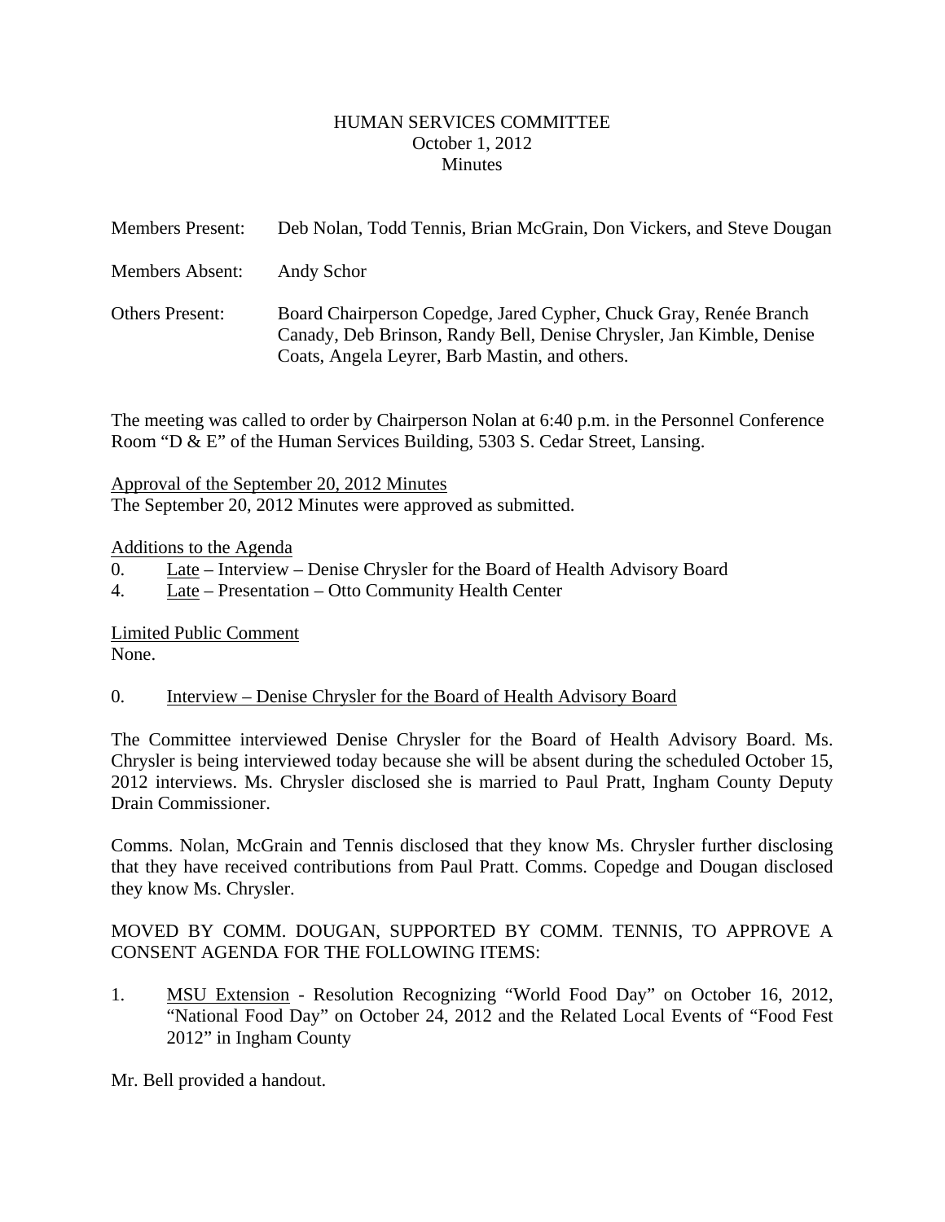# HUMAN SERVICES COMMITTEE
October 1, 2012
Minutes

Members Present: Deb Nolan, Todd Tennis, Brian McGrain, Don Vickers, and Steve Dougan

Members Absent: Andy Schor

Others Present: Board Chairperson Copedge, Jared Cypher, Chuck Gray, Renée Branch Canady, Deb Brinson, Randy Bell, Denise Chrysler, Jan Kimble, Denise Coats, Angela Leyrer, Barb Mastin, and others.

The meeting was called to order by Chairperson Nolan at 6:40 p.m. in the Personnel Conference Room "D & E" of the Human Services Building, 5303 S. Cedar Street, Lansing.

Approval of the September 20, 2012 Minutes
The September 20, 2012 Minutes were approved as submitted.

Additions to the Agenda
0. Late – Interview – Denise Chrysler for the Board of Health Advisory Board
4. Late – Presentation – Otto Community Health Center

Limited Public Comment
None.

0. Interview – Denise Chrysler for the Board of Health Advisory Board

The Committee interviewed Denise Chrysler for the Board of Health Advisory Board. Ms. Chrysler is being interviewed today because she will be absent during the scheduled October 15, 2012 interviews. Ms. Chrysler disclosed she is married to Paul Pratt, Ingham County Deputy Drain Commissioner.

Comms. Nolan, McGrain and Tennis disclosed that they know Ms. Chrysler further disclosing that they have received contributions from Paul Pratt. Comms. Copedge and Dougan disclosed they know Ms. Chrysler.

MOVED BY COMM. DOUGAN, SUPPORTED BY COMM. TENNIS, TO APPROVE A CONSENT AGENDA FOR THE FOLLOWING ITEMS:

1. MSU Extension - Resolution Recognizing "World Food Day" on October 16, 2012, "National Food Day" on October 24, 2012 and the Related Local Events of "Food Fest 2012" in Ingham County

Mr. Bell provided a handout.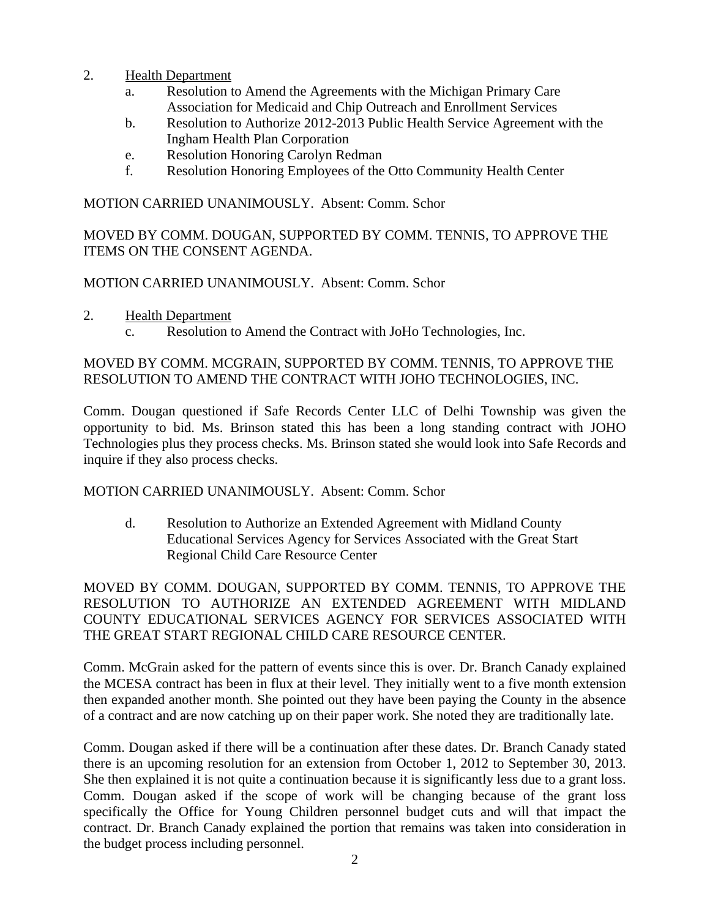2. Health Department
   a. Resolution to Amend the Agreements with the Michigan Primary Care Association for Medicaid and Chip Outreach and Enrollment Services
   b. Resolution to Authorize 2012-2013 Public Health Service Agreement with the Ingham Health Plan Corporation
   e. Resolution Honoring Carolyn Redman
   f. Resolution Honoring Employees of the Otto Community Health Center

MOTION CARRIED UNANIMOUSLY. Absent: Comm. Schor

MOVED BY COMM. DOUGAN, SUPPORTED BY COMM. TENNIS, TO APPROVE THE ITEMS ON THE CONSENT AGENDA.

MOTION CARRIED UNANIMOUSLY. Absent: Comm. Schor

2. Health Department
   c. Resolution to Amend the Contract with JoHo Technologies, Inc.

MOVED BY COMM. MCGRAIN, SUPPORTED BY COMM. TENNIS, TO APPROVE THE RESOLUTION TO AMEND THE CONTRACT WITH JOHO TECHNOLOGIES, INC.

Comm. Dougan questioned if Safe Records Center LLC of Delhi Township was given the opportunity to bid. Ms. Brinson stated this has been a long standing contract with JOHO Technologies plus they process checks. Ms. Brinson stated she would look into Safe Records and inquire if they also process checks.

MOTION CARRIED UNANIMOUSLY. Absent: Comm. Schor

   d. Resolution to Authorize an Extended Agreement with Midland County Educational Services Agency for Services Associated with the Great Start Regional Child Care Resource Center

MOVED BY COMM. DOUGAN, SUPPORTED BY COMM. TENNIS, TO APPROVE THE RESOLUTION TO AUTHORIZE AN EXTENDED AGREEMENT WITH MIDLAND COUNTY EDUCATIONAL SERVICES AGENCY FOR SERVICES ASSOCIATED WITH THE GREAT START REGIONAL CHILD CARE RESOURCE CENTER.

Comm. McGrain asked for the pattern of events since this is over. Dr. Branch Canady explained the MCESA contract has been in flux at their level. They initially went to a five month extension then expanded another month. She pointed out they have been paying the County in the absence of a contract and are now catching up on their paper work. She noted they are traditionally late.

Comm. Dougan asked if there will be a continuation after these dates. Dr. Branch Canady stated there is an upcoming resolution for an extension from October 1, 2012 to September 30, 2013. She then explained it is not quite a continuation because it is significantly less due to a grant loss. Comm. Dougan asked if the scope of work will be changing because of the grant loss specifically the Office for Young Children personnel budget cuts and will that impact the contract. Dr. Branch Canady explained the portion that remains was taken into consideration in the budget process including personnel.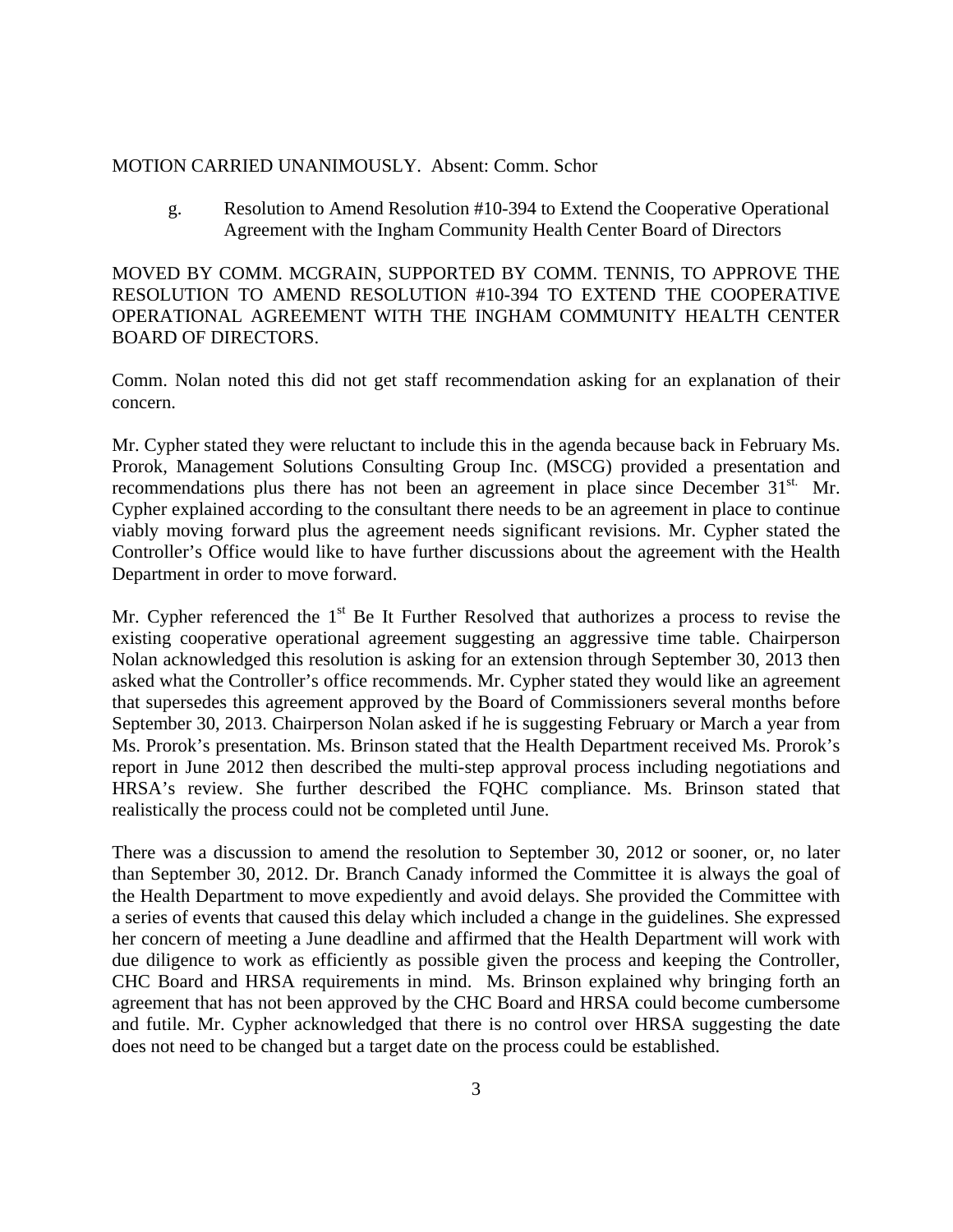MOTION CARRIED UNANIMOUSLY. Absent: Comm. Schor

g. Resolution to Amend Resolution #10-394 to Extend the Cooperative Operational Agreement with the Ingham Community Health Center Board of Directors

MOVED BY COMM. MCGRAIN, SUPPORTED BY COMM. TENNIS, TO APPROVE THE RESOLUTION TO AMEND RESOLUTION #10-394 TO EXTEND THE COOPERATIVE OPERATIONAL AGREEMENT WITH THE INGHAM COMMUNITY HEALTH CENTER BOARD OF DIRECTORS.

Comm. Nolan noted this did not get staff recommendation asking for an explanation of their concern.

Mr. Cypher stated they were reluctant to include this in the agenda because back in February Ms. Prorok, Management Solutions Consulting Group Inc. (MSCG) provided a presentation and recommendations plus there has not been an agreement in place since December 31st. Mr. Cypher explained according to the consultant there needs to be an agreement in place to continue viably moving forward plus the agreement needs significant revisions. Mr. Cypher stated the Controller's Office would like to have further discussions about the agreement with the Health Department in order to move forward.

Mr. Cypher referenced the 1st Be It Further Resolved that authorizes a process to revise the existing cooperative operational agreement suggesting an aggressive time table. Chairperson Nolan acknowledged this resolution is asking for an extension through September 30, 2013 then asked what the Controller's office recommends. Mr. Cypher stated they would like an agreement that supersedes this agreement approved by the Board of Commissioners several months before September 30, 2013. Chairperson Nolan asked if he is suggesting February or March a year from Ms. Prorok's presentation. Ms. Brinson stated that the Health Department received Ms. Prorok's report in June 2012 then described the multi-step approval process including negotiations and HRSA's review. She further described the FQHC compliance. Ms. Brinson stated that realistically the process could not be completed until June.

There was a discussion to amend the resolution to September 30, 2012 or sooner, or, no later than September 30, 2012. Dr. Branch Canady informed the Committee it is always the goal of the Health Department to move expediently and avoid delays. She provided the Committee with a series of events that caused this delay which included a change in the guidelines. She expressed her concern of meeting a June deadline and affirmed that the Health Department will work with due diligence to work as efficiently as possible given the process and keeping the Controller, CHC Board and HRSA requirements in mind. Ms. Brinson explained why bringing forth an agreement that has not been approved by the CHC Board and HRSA could become cumbersome and futile. Mr. Cypher acknowledged that there is no control over HRSA suggesting the date does not need to be changed but a target date on the process could be established.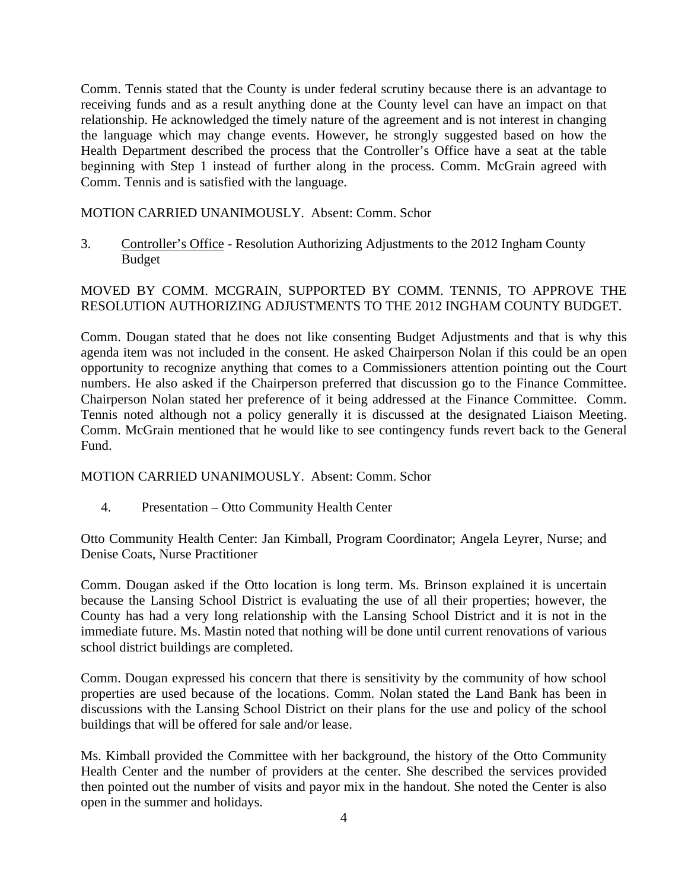Comm. Tennis stated that the County is under federal scrutiny because there is an advantage to receiving funds and as a result anything done at the County level can have an impact on that relationship. He acknowledged the timely nature of the agreement and is not interest in changing the language which may change events. However, he strongly suggested based on how the Health Department described the process that the Controller's Office have a seat at the table beginning with Step 1 instead of further along in the process. Comm. McGrain agreed with Comm. Tennis and is satisfied with the language.

MOTION CARRIED UNANIMOUSLY. Absent: Comm. Schor

3. Controller's Office - Resolution Authorizing Adjustments to the 2012 Ingham County Budget

MOVED BY COMM. MCGRAIN, SUPPORTED BY COMM. TENNIS, TO APPROVE THE RESOLUTION AUTHORIZING ADJUSTMENTS TO THE 2012 INGHAM COUNTY BUDGET.

Comm. Dougan stated that he does not like consenting Budget Adjustments and that is why this agenda item was not included in the consent. He asked Chairperson Nolan if this could be an open opportunity to recognize anything that comes to a Commissioners attention pointing out the Court numbers. He also asked if the Chairperson preferred that discussion go to the Finance Committee. Chairperson Nolan stated her preference of it being addressed at the Finance Committee. Comm. Tennis noted although not a policy generally it is discussed at the designated Liaison Meeting. Comm. McGrain mentioned that he would like to see contingency funds revert back to the General Fund.

MOTION CARRIED UNANIMOUSLY. Absent: Comm. Schor

4. Presentation – Otto Community Health Center

Otto Community Health Center: Jan Kimball, Program Coordinator; Angela Leyrer, Nurse; and Denise Coats, Nurse Practitioner

Comm. Dougan asked if the Otto location is long term. Ms. Brinson explained it is uncertain because the Lansing School District is evaluating the use of all their properties; however, the County has had a very long relationship with the Lansing School District and it is not in the immediate future. Ms. Mastin noted that nothing will be done until current renovations of various school district buildings are completed.

Comm. Dougan expressed his concern that there is sensitivity by the community of how school properties are used because of the locations. Comm. Nolan stated the Land Bank has been in discussions with the Lansing School District on their plans for the use and policy of the school buildings that will be offered for sale and/or lease.

Ms. Kimball provided the Committee with her background, the history of the Otto Community Health Center and the number of providers at the center. She described the services provided then pointed out the number of visits and payor mix in the handout. She noted the Center is also open in the summer and holidays.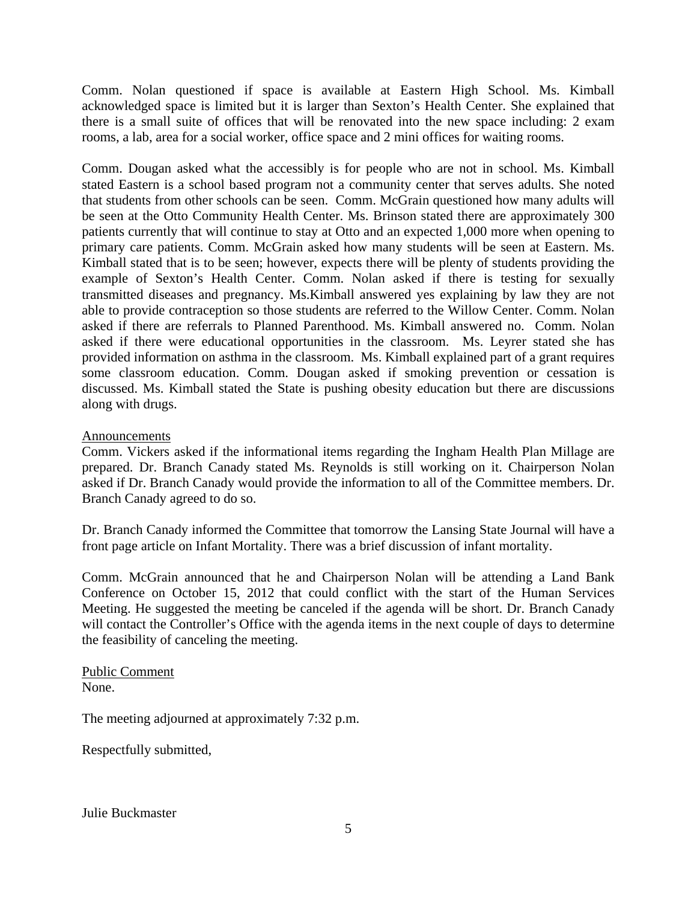Comm. Nolan questioned if space is available at Eastern High School. Ms. Kimball acknowledged space is limited but it is larger than Sexton's Health Center. She explained that there is a small suite of offices that will be renovated into the new space including: 2 exam rooms, a lab, area for a social worker, office space and 2 mini offices for waiting rooms.

Comm. Dougan asked what the accessibly is for people who are not in school. Ms. Kimball stated Eastern is a school based program not a community center that serves adults. She noted that students from other schools can be seen. Comm. McGrain questioned how many adults will be seen at the Otto Community Health Center. Ms. Brinson stated there are approximately 300 patients currently that will continue to stay at Otto and an expected 1,000 more when opening to primary care patients. Comm. McGrain asked how many students will be seen at Eastern. Ms. Kimball stated that is to be seen; however, expects there will be plenty of students providing the example of Sexton's Health Center. Comm. Nolan asked if there is testing for sexually transmitted diseases and pregnancy. Ms.Kimball answered yes explaining by law they are not able to provide contraception so those students are referred to the Willow Center. Comm. Nolan asked if there are referrals to Planned Parenthood. Ms. Kimball answered no. Comm. Nolan asked if there were educational opportunities in the classroom. Ms. Leyrer stated she has provided information on asthma in the classroom. Ms. Kimball explained part of a grant requires some classroom education. Comm. Dougan asked if smoking prevention or cessation is discussed. Ms. Kimball stated the State is pushing obesity education but there are discussions along with drugs.

Announcements

Comm. Vickers asked if the informational items regarding the Ingham Health Plan Millage are prepared. Dr. Branch Canady stated Ms. Reynolds is still working on it. Chairperson Nolan asked if Dr. Branch Canady would provide the information to all of the Committee members. Dr. Branch Canady agreed to do so.

Dr. Branch Canady informed the Committee that tomorrow the Lansing State Journal will have a front page article on Infant Mortality. There was a brief discussion of infant mortality.

Comm. McGrain announced that he and Chairperson Nolan will be attending a Land Bank Conference on October 15, 2012 that could conflict with the start of the Human Services Meeting. He suggested the meeting be canceled if the agenda will be short. Dr. Branch Canady will contact the Controller's Office with the agenda items in the next couple of days to determine the feasibility of canceling the meeting.

Public Comment

None.

The meeting adjourned at approximately 7:32 p.m.

Respectfully submitted,

Julie Buckmaster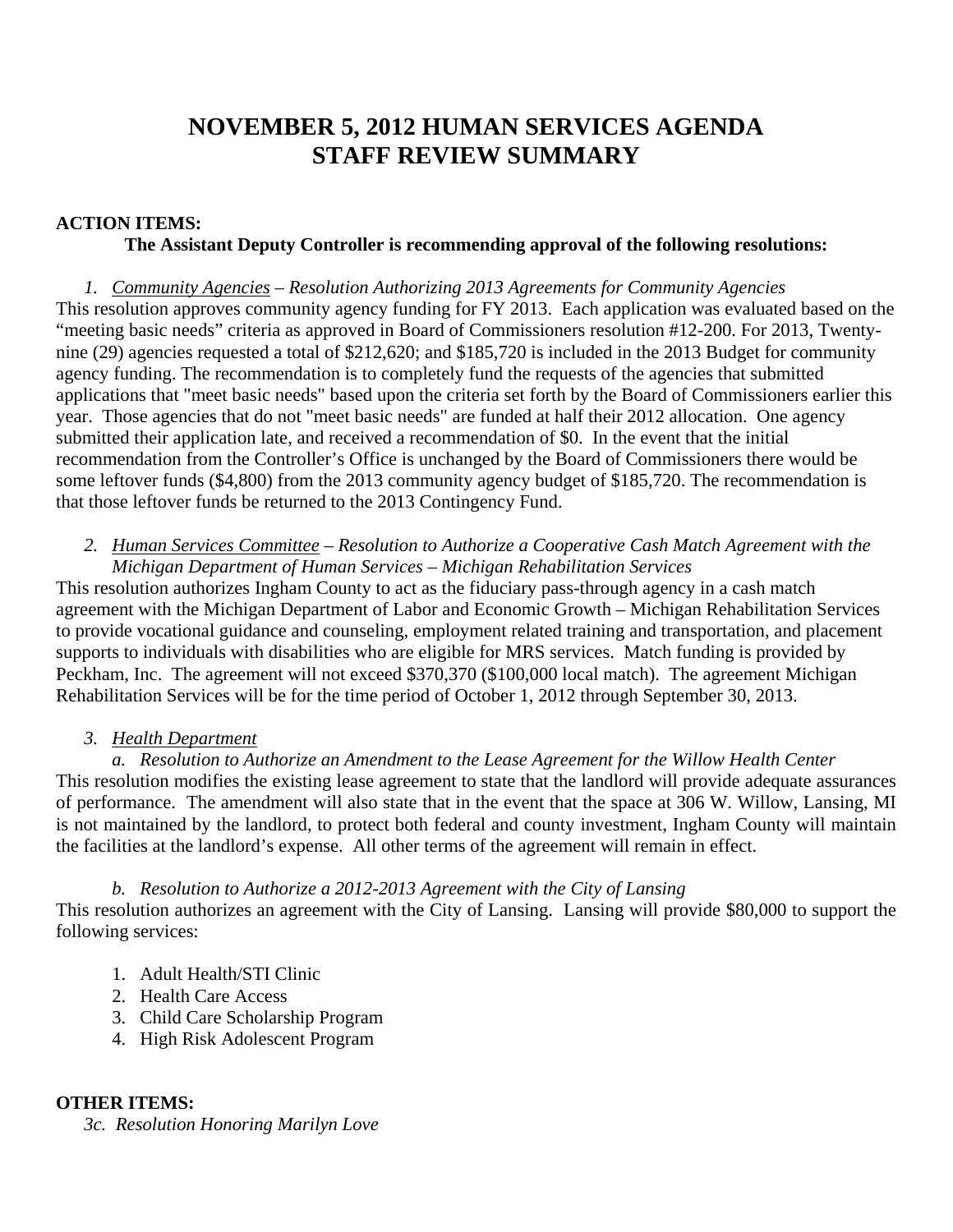# NOVEMBER 5, 2012 HUMAN SERVICES AGENDA STAFF REVIEW SUMMARY

**ACTION ITEMS:**

**The Assistant Deputy Controller is recommending approval of the following resolutions:**

1. *Community Agencies – Resolution Authorizing 2013 Agreements for Community Agencies*

This resolution approves community agency funding for FY 2013. Each application was evaluated based on the "meeting basic needs" criteria as approved in Board of Commissioners resolution #12-200. For 2013, Twenty-nine (29) agencies requested a total of $212,620; and $185,720 is included in the 2013 Budget for community agency funding. The recommendation is to completely fund the requests of the agencies that submitted applications that "meet basic needs" based upon the criteria set forth by the Board of Commissioners earlier this year. Those agencies that do not "meet basic needs" are funded at half their 2012 allocation. One agency submitted their application late, and received a recommendation of $0. In the event that the initial recommendation from the Controller's Office is unchanged by the Board of Commissioners there would be some leftover funds ($4,800) from the 2013 community agency budget of $185,720. The recommendation is that those leftover funds be returned to the 2013 Contingency Fund.

2. *Human Services Committee – Resolution to Authorize a Cooperative Cash Match Agreement with the Michigan Department of Human Services – Michigan Rehabilitation Services*

This resolution authorizes Ingham County to act as the fiduciary pass-through agency in a cash match agreement with the Michigan Department of Labor and Economic Growth – Michigan Rehabilitation Services to provide vocational guidance and counseling, employment related training and transportation, and placement supports to individuals with disabilities who are eligible for MRS services. Match funding is provided by Peckham, Inc. The agreement will not exceed $370,370 ($100,000 local match). The agreement Michigan Rehabilitation Services will be for the time period of October 1, 2012 through September 30, 2013.

3. *Health Department*

   a. *Resolution to Authorize an Amendment to the Lease Agreement for the Willow Health Center*

This resolution modifies the existing lease agreement to state that the landlord will provide adequate assurances of performance. The amendment will also state that in the event that the space at 306 W. Willow, Lansing, MI is not maintained by the landlord, to protect both federal and county investment, Ingham County will maintain the facilities at the landlord's expense. All other terms of the agreement will remain in effect.

   b. *Resolution to Authorize a 2012-2013 Agreement with the City of Lansing*

This resolution authorizes an agreement with the City of Lansing. Lansing will provide $80,000 to support the following services:

1. Adult Health/STI Clinic
2. Health Care Access
3. Child Care Scholarship Program
4. High Risk Adolescent Program

**OTHER ITEMS:**

*3c. Resolution Honoring Marilyn Love*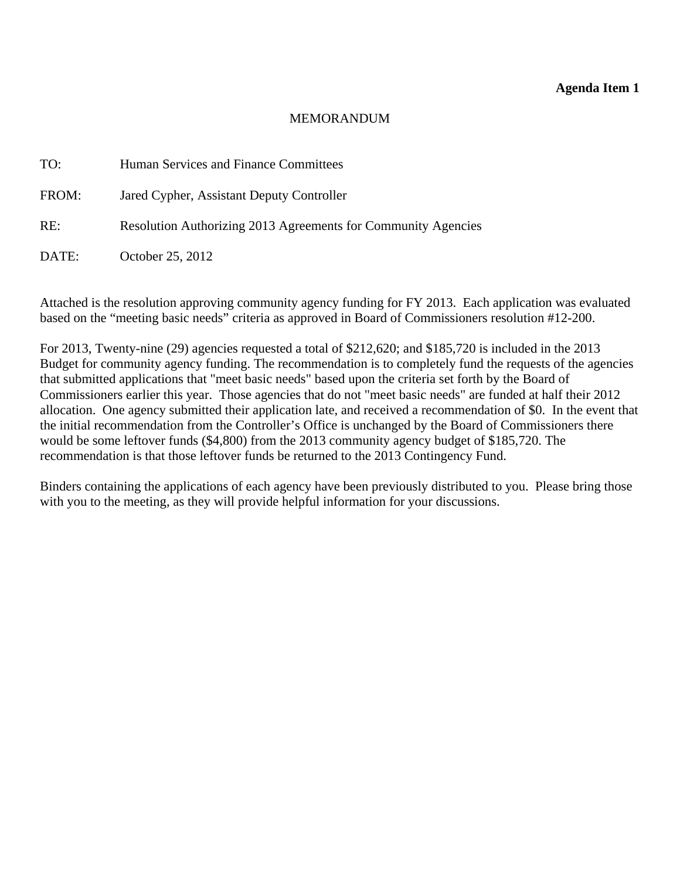**Agenda Item 1**

MEMORANDUM

TO: Human Services and Finance Committees

FROM: Jared Cypher, Assistant Deputy Controller

RE: Resolution Authorizing 2013 Agreements for Community Agencies

DATE: October 25, 2012

Attached is the resolution approving community agency funding for FY 2013. Each application was evaluated based on the "meeting basic needs" criteria as approved in Board of Commissioners resolution #12-200.

For 2013, Twenty-nine (29) agencies requested a total of $212,620; and $185,720 is included in the 2013 Budget for community agency funding. The recommendation is to completely fund the requests of the agencies that submitted applications that "meet basic needs" based upon the criteria set forth by the Board of Commissioners earlier this year. Those agencies that do not "meet basic needs" are funded at half their 2012 allocation. One agency submitted their application late, and received a recommendation of $0. In the event that the initial recommendation from the Controller's Office is unchanged by the Board of Commissioners there would be some leftover funds ($4,800) from the 2013 community agency budget of $185,720. The recommendation is that those leftover funds be returned to the 2013 Contingency Fund.

Binders containing the applications of each agency have been previously distributed to you. Please bring those with you to the meeting, as they will provide helpful information for your discussions.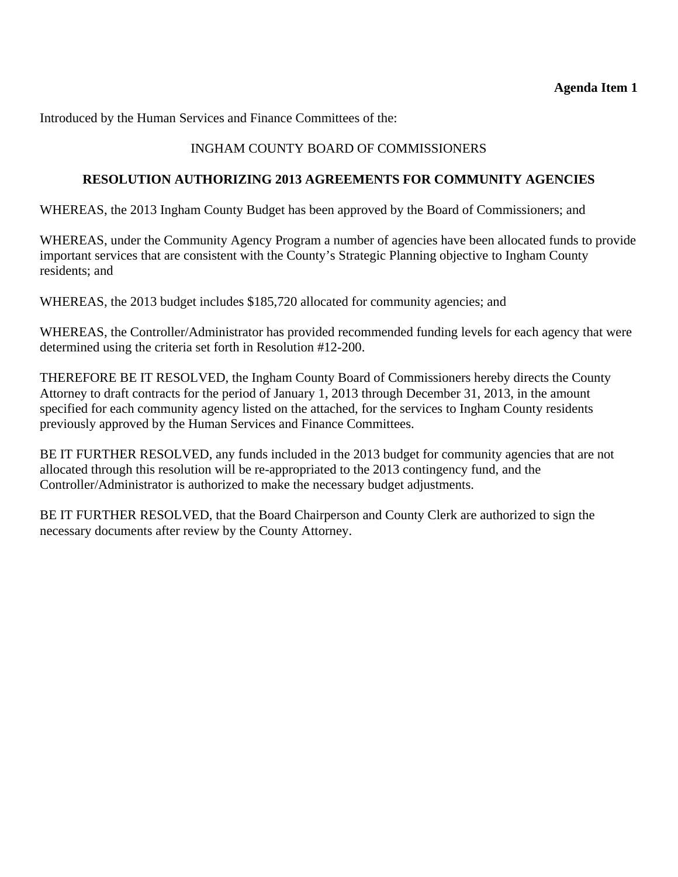**Agenda Item 1**

Introduced by the Human Services and Finance Committees of the:

INGHAM COUNTY BOARD OF COMMISSIONERS

## RESOLUTION AUTHORIZING 2013 AGREEMENTS FOR COMMUNITY AGENCIES

WHEREAS, the 2013 Ingham County Budget has been approved by the Board of Commissioners; and

WHEREAS, under the Community Agency Program a number of agencies have been allocated funds to provide important services that are consistent with the County's Strategic Planning objective to Ingham County residents; and

WHEREAS, the 2013 budget includes $185,720 allocated for community agencies; and

WHEREAS, the Controller/Administrator has provided recommended funding levels for each agency that were determined using the criteria set forth in Resolution #12-200.

THEREFORE BE IT RESOLVED, the Ingham County Board of Commissioners hereby directs the County Attorney to draft contracts for the period of January 1, 2013 through December 31, 2013, in the amount specified for each community agency listed on the attached, for the services to Ingham County residents previously approved by the Human Services and Finance Committees.

BE IT FURTHER RESOLVED, any funds included in the 2013 budget for community agencies that are not allocated through this resolution will be re-appropriated to the 2013 contingency fund, and the Controller/Administrator is authorized to make the necessary budget adjustments.

BE IT FURTHER RESOLVED, that the Board Chairperson and County Clerk are authorized to sign the necessary documents after review by the County Attorney.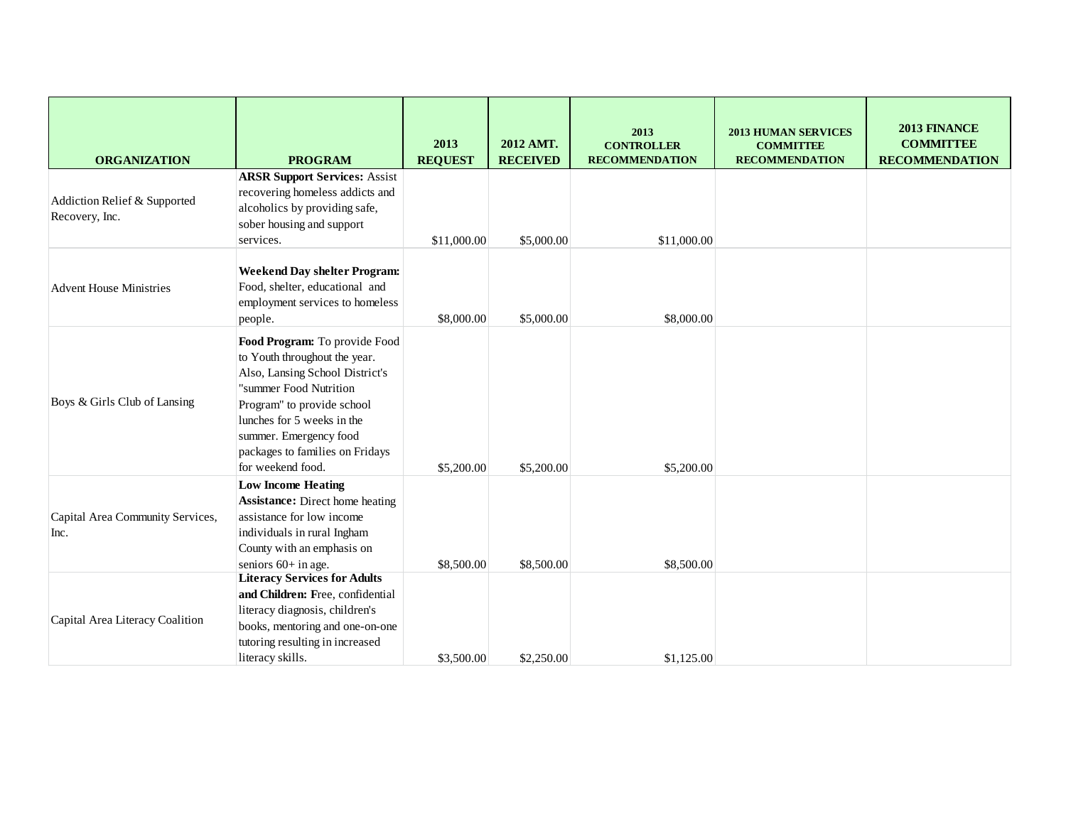| ORGANIZATION | PROGRAM | 2013 REQUEST | 2012 AMT. RECEIVED | 2013 CONTROLLER RECOMMENDATION | 2013 HUMAN SERVICES COMMITTEE RECOMMENDATION | 2013 FINANCE COMMITTEE RECOMMENDATION |
|---|---|---|---|---|---|---|
| Addiction Relief & Supported Recovery, Inc. | **ARSR Support Services:** Assist recovering homeless addicts and alcoholics by providing safe, sober housing and support services. | $11,000.00 | $5,000.00 | $11,000.00 | | |
| Advent House Ministries | **Weekend Day shelter Program:** Food, shelter, educational and employment services to homeless people. | $8,000.00 | $5,000.00 | $8,000.00 | | |
| Boys & Girls Club of Lansing | **Food Program:** To provide Food to Youth throughout the year. Also, Lansing School District's "summer Food Nutrition Program" to provide school lunches for 5 weeks in the summer. Emergency food packages to families on Fridays for weekend food. | $5,200.00 | $5,200.00 | $5,200.00 | | |
| Capital Area Community Services, Inc. | **Low Income Heating Assistance:** Direct home heating assistance for low income individuals in rural Ingham County with an emphasis on seniors 60+ in age. | $8,500.00 | $8,500.00 | $8,500.00 | | |
| Capital Area Literacy Coalition | **Literacy Services for Adults and Children: F**ree, confidential literacy diagnosis, children's books, mentoring and one-on-one tutoring resulting in increased literacy skills. | $3,500.00 | $2,250.00 | $1,125.00 | | |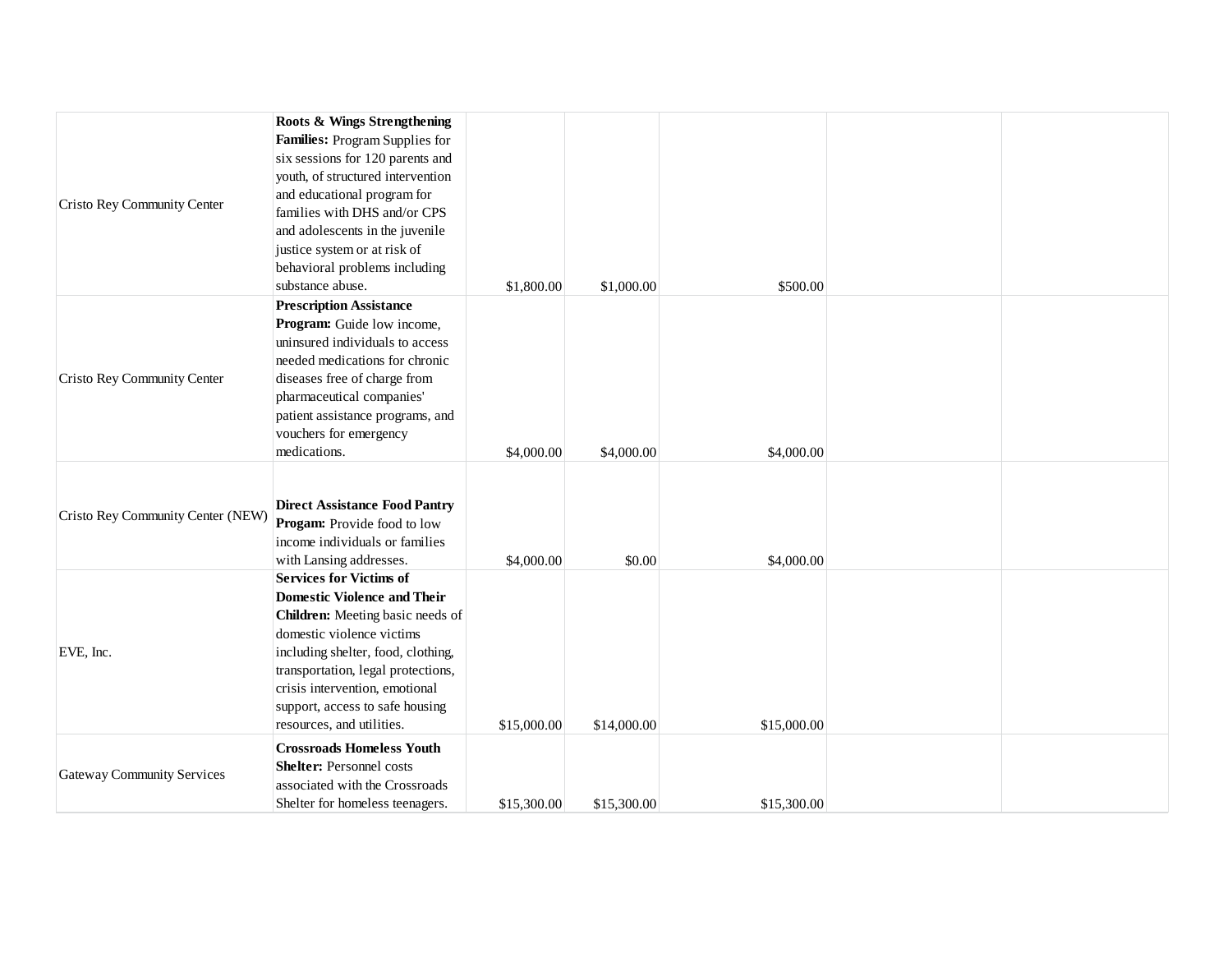| | | | | | | |
|---|---|---|---|---|---|---|
| Cristo Rey Community Center | **Roots & Wings Strengthening Families:** Program Supplies for six sessions for 120 parents and youth, of structured intervention and educational program for families with DHS and/or CPS and adolescents in the juvenile justice system or at risk of behavioral problems including substance abuse. | $1,800.00 | $1,000.00 | $500.00 | | |
| Cristo Rey Community Center | **Prescription Assistance Program:** Guide low income, uninsured individuals to access needed medications for chronic diseases free of charge from pharmaceutical companies' patient assistance programs, and vouchers for emergency medications. | $4,000.00 | $4,000.00 | $4,000.00 | | |
| Cristo Rey Community Center (NEW) | **Direct Assistance Food Pantry Progam:** Provide food to low income individuals or families with Lansing addresses. | $4,000.00 | $0.00 | $4,000.00 | | |
| EVE, Inc. | **Services for Victims of Domestic Violence and Their Children:** Meeting basic needs of domestic violence victims including shelter, food, clothing, transportation, legal protections, crisis intervention, emotional support, access to safe housing resources, and utilities. | $15,000.00 | $14,000.00 | $15,000.00 | | |
| Gateway Community Services | **Crossroads Homeless Youth Shelter:** Personnel costs associated with the Crossroads Shelter for homeless teenagers. | $15,300.00 | $15,300.00 | $15,300.00 | | |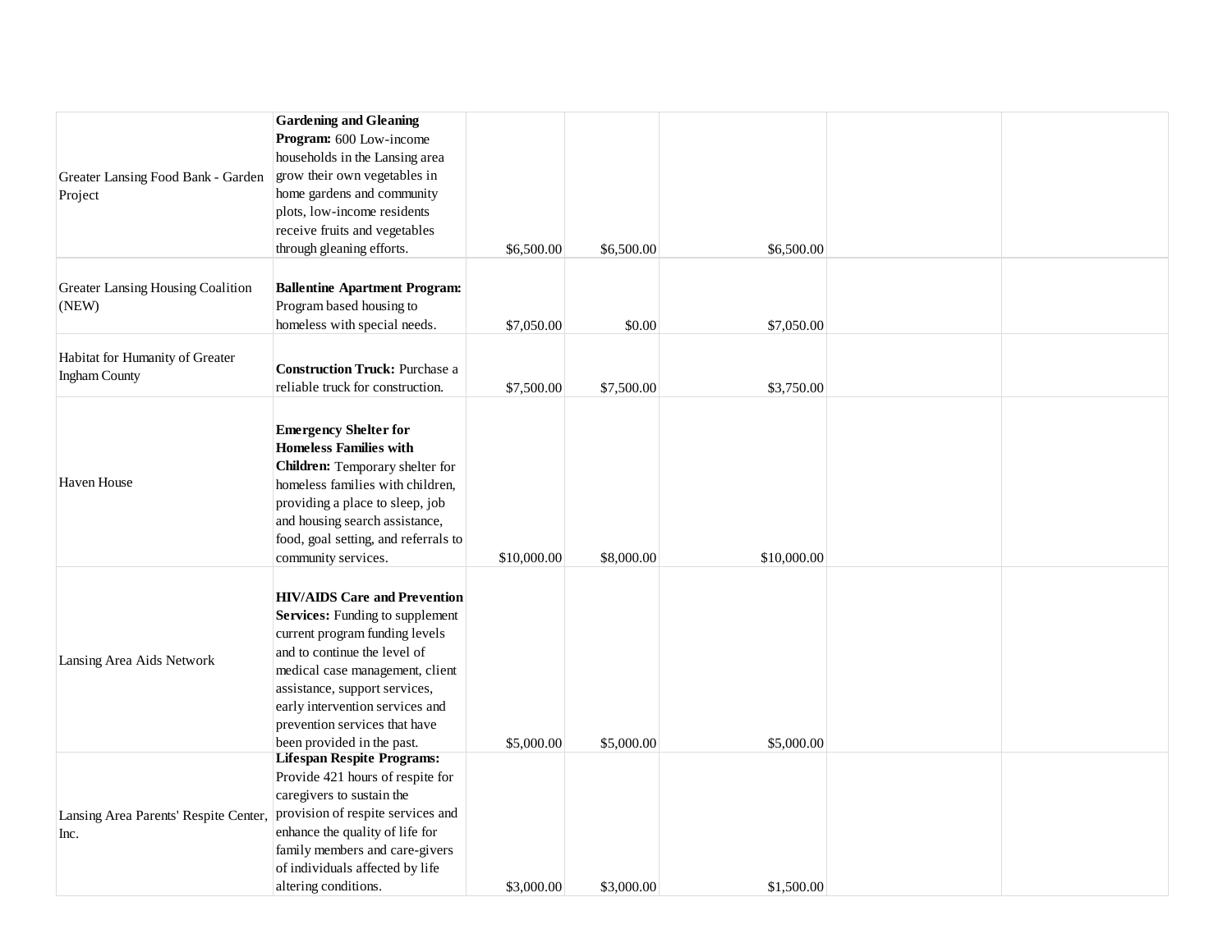| | | | | | | |
|---|---|---|---|---|---|---|
| Greater Lansing Food Bank - Garden Project | **Gardening and Gleaning Program:** 600 Low-income households in the Lansing area grow their own vegetables in home gardens and community plots, low-income residents receive fruits and vegetables through gleaning efforts. | $6,500.00 | $6,500.00 | $6,500.00 | | |
| Greater Lansing Housing Coalition (NEW) | **Ballentine Apartment Program:** Program based housing to homeless with special needs. | $7,050.00 | $0.00 | $7,050.00 | | |
| Habitat for Humanity of Greater Ingham County | **Construction Truck:** Purchase a reliable truck for construction. | $7,500.00 | $7,500.00 | $3,750.00 | | |
| Haven House | **Emergency Shelter for Homeless Families with Children:** Temporary shelter for homeless families with children, providing a place to sleep, job and housing search assistance, food, goal setting, and referrals to community services. | $10,000.00 | $8,000.00 | $10,000.00 | | |
| Lansing Area Aids Network | **HIV/AIDS Care and Prevention Services:** Funding to supplement current program funding levels and to continue the level of medical case management, client assistance, support services, early intervention services and prevention services that have been provided in the past. | $5,000.00 | $5,000.00 | $5,000.00 | | |
| Lansing Area Parents' Respite Center, Inc. | **Lifespan Respite Programs:** Provide 421 hours of respite for caregivers to sustain the provision of respite services and enhance the quality of life for family members and care-givers of individuals affected by life altering conditions. | $3,000.00 | $3,000.00 | $1,500.00 | | |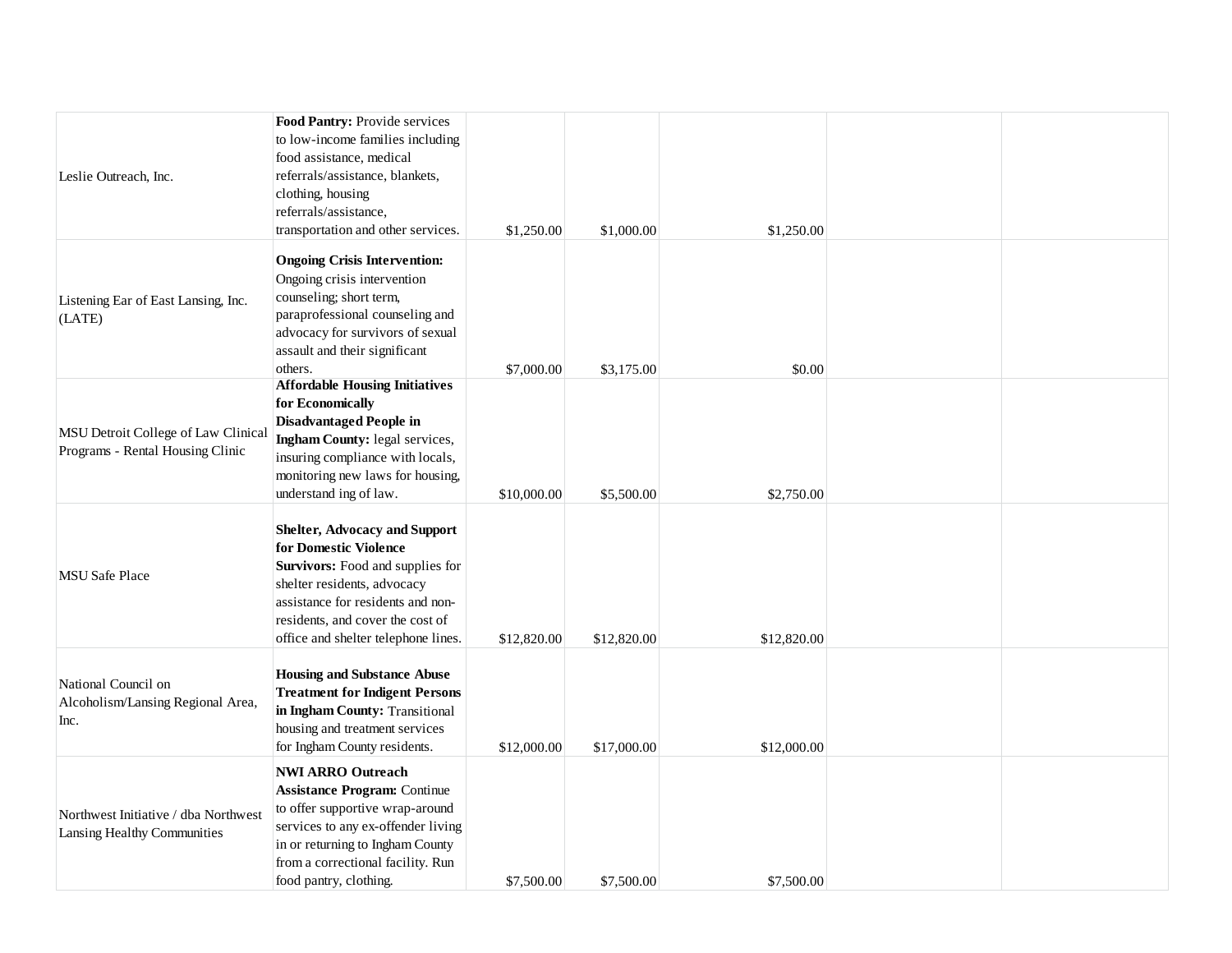| | | | | | | |
|---|---|---|---|---|---|---|
| Leslie Outreach, Inc. | **Food Pantry:** Provide services to low-income families including food assistance, medical referrals/assistance, blankets, clothing, housing referrals/assistance, transportation and other services. | $1,250.00 | $1,000.00 | $1,250.00 | | |
| Listening Ear of East Lansing, Inc. (LATE) | **Ongoing Crisis Intervention:** Ongoing crisis intervention counseling; short term, paraprofessional counseling and advocacy for survivors of sexual assault and their significant others. | $7,000.00 | $3,175.00 | $0.00 | | |
| MSU Detroit College of Law Clinical Programs - Rental Housing Clinic | **Affordable Housing Initiatives for Economically Disadvantaged People in Ingham County:** legal services, insuring compliance with locals, monitoring new laws for housing, understand ing of law. | $10,000.00 | $5,500.00 | $2,750.00 | | |
| MSU Safe Place | **Shelter, Advocacy and Support for Domestic Violence Survivors:** Food and supplies for shelter residents, advocacy assistance for residents and non-residents, and cover the cost of office and shelter telephone lines. | $12,820.00 | $12,820.00 | $12,820.00 | | |
| National Council on Alcoholism/Lansing Regional Area, Inc. | **Housing and Substance Abuse Treatment for Indigent Persons in Ingham County:** Transitional housing and treatment services for Ingham County residents. | $12,000.00 | $17,000.00 | $12,000.00 | | |
| Northwest Initiative / dba Northwest Lansing Healthy Communities | **NWI ARRO Outreach Assistance Program:** Continue to offer supportive wrap-around services to any ex-offender living in or returning to Ingham County from a correctional facility. Run food pantry, clothing. | $7,500.00 | $7,500.00 | $7,500.00 | | |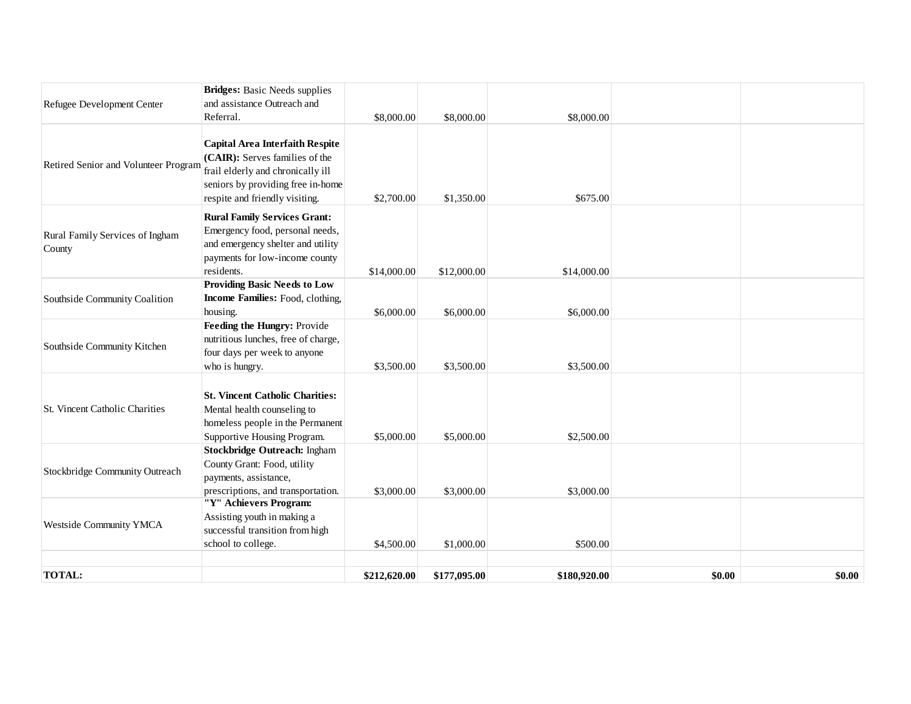| | | | | | | |
|---|---|---|---|---|---|---|
| Refugee Development Center | **Bridges:** Basic Needs supplies and assistance Outreach and Referral. | $8,000.00 | $8,000.00 | $8,000.00 | | |
| Retired Senior and Volunteer Program | **Capital Area Interfaith Respite (CAIR):** Serves families of the frail elderly and chronically ill seniors by providing free in-home respite and friendly visiting. | $2,700.00 | $1,350.00 | $675.00 | | |
| Rural Family Services of Ingham County | **Rural Family Services Grant:** Emergency food, personal needs, and emergency shelter and utility payments for low-income county residents. | $14,000.00 | $12,000.00 | $14,000.00 | | |
| Southside Community Coalition | **Providing Basic Needs to Low Income Families:** Food, clothing, housing. | $6,000.00 | $6,000.00 | $6,000.00 | | |
| Southside Community Kitchen | **Feeding the Hungry:** Provide nutritious lunches, free of charge, four days per week to anyone who is hungry. | $3,500.00 | $3,500.00 | $3,500.00 | | |
| St. Vincent Catholic Charities | **St. Vincent Catholic Charities:** Mental health counseling to homeless people in the Permanent Supportive Housing Program. | $5,000.00 | $5,000.00 | $2,500.00 | | |
| Stockbridge Community Outreach | **Stockbridge Outreach:** Ingham County Grant: Food, utility payments, assistance, prescriptions, and transportation. | $3,000.00 | $3,000.00 | $3,000.00 | | |
| Westside Community YMCA | **"Y" Achievers Program:** Assisting youth in making a successful transition from high school to college. | $4,500.00 | $1,000.00 | $500.00 | | |
| | | | | | | |
| **TOTAL:** | | **$212,620.00** | **$177,095.00** | **$180,920.00** | **$0.00** | **$0.00** |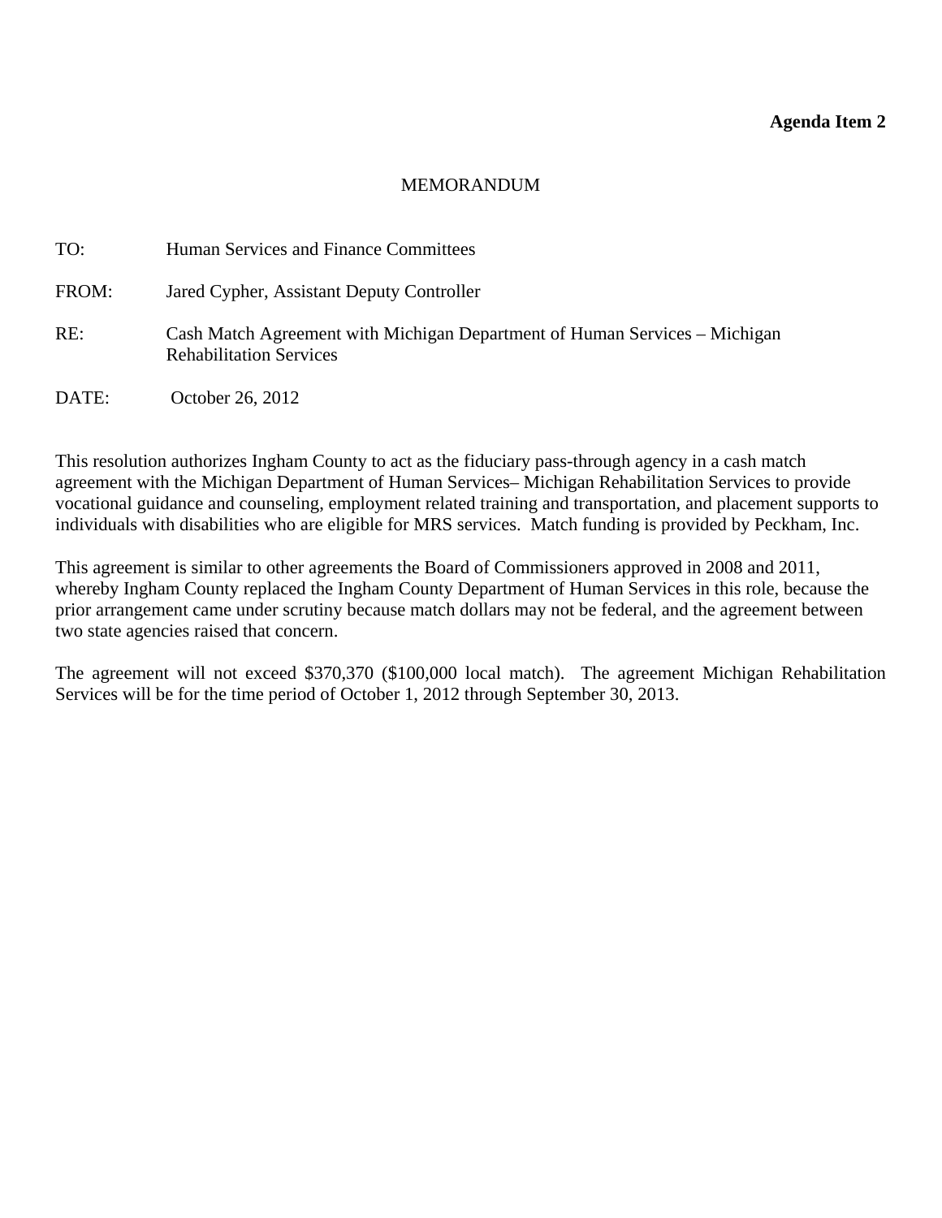**Agenda Item 2**

MEMORANDUM

TO: Human Services and Finance Committees

FROM: Jared Cypher, Assistant Deputy Controller

RE: Cash Match Agreement with Michigan Department of Human Services – Michigan Rehabilitation Services

DATE: October 26, 2012

This resolution authorizes Ingham County to act as the fiduciary pass-through agency in a cash match agreement with the Michigan Department of Human Services– Michigan Rehabilitation Services to provide vocational guidance and counseling, employment related training and transportation, and placement supports to individuals with disabilities who are eligible for MRS services. Match funding is provided by Peckham, Inc.

This agreement is similar to other agreements the Board of Commissioners approved in 2008 and 2011, whereby Ingham County replaced the Ingham County Department of Human Services in this role, because the prior arrangement came under scrutiny because match dollars may not be federal, and the agreement between two state agencies raised that concern.

The agreement will not exceed $370,370 ($100,000 local match). The agreement Michigan Rehabilitation Services will be for the time period of October 1, 2012 through September 30, 2013.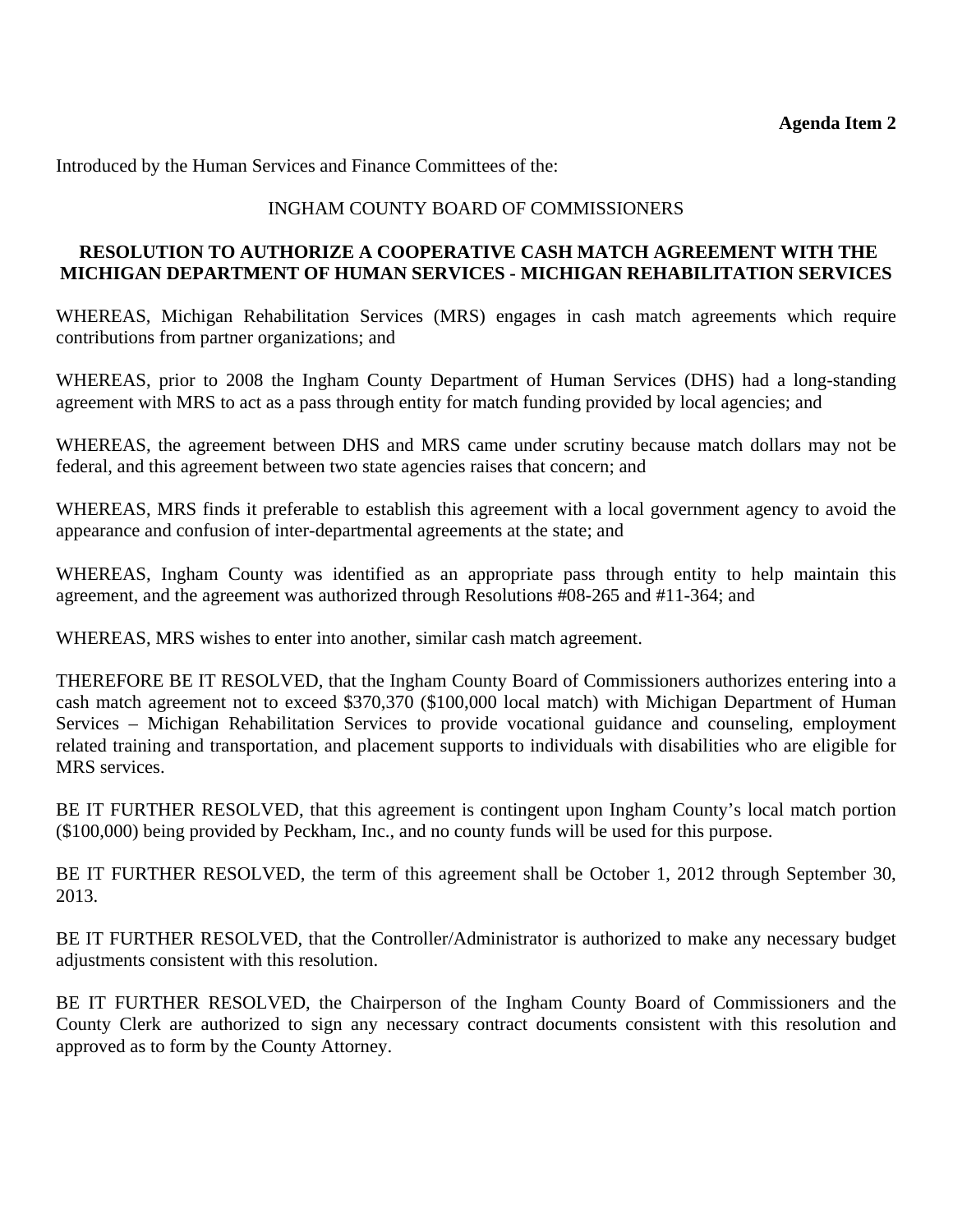**Agenda Item 2**

Introduced by the Human Services and Finance Committees of the:

INGHAM COUNTY BOARD OF COMMISSIONERS

**RESOLUTION TO AUTHORIZE A COOPERATIVE CASH MATCH AGREEMENT WITH THE MICHIGAN DEPARTMENT OF HUMAN SERVICES - MICHIGAN REHABILITATION SERVICES**

WHEREAS, Michigan Rehabilitation Services (MRS) engages in cash match agreements which require contributions from partner organizations; and

WHEREAS, prior to 2008 the Ingham County Department of Human Services (DHS) had a long-standing agreement with MRS to act as a pass through entity for match funding provided by local agencies; and

WHEREAS, the agreement between DHS and MRS came under scrutiny because match dollars may not be federal, and this agreement between two state agencies raises that concern; and

WHEREAS, MRS finds it preferable to establish this agreement with a local government agency to avoid the appearance and confusion of inter-departmental agreements at the state; and

WHEREAS, Ingham County was identified as an appropriate pass through entity to help maintain this agreement, and the agreement was authorized through Resolutions #08-265 and #11-364; and

WHEREAS, MRS wishes to enter into another, similar cash match agreement.

THEREFORE BE IT RESOLVED, that the Ingham County Board of Commissioners authorizes entering into a cash match agreement not to exceed $370,370 ($100,000 local match) with Michigan Department of Human Services – Michigan Rehabilitation Services to provide vocational guidance and counseling, employment related training and transportation, and placement supports to individuals with disabilities who are eligible for MRS services.

BE IT FURTHER RESOLVED, that this agreement is contingent upon Ingham County's local match portion ($100,000) being provided by Peckham, Inc., and no county funds will be used for this purpose.

BE IT FURTHER RESOLVED, the term of this agreement shall be October 1, 2012 through September 30, 2013.

BE IT FURTHER RESOLVED, that the Controller/Administrator is authorized to make any necessary budget adjustments consistent with this resolution.

BE IT FURTHER RESOLVED, the Chairperson of the Ingham County Board of Commissioners and the County Clerk are authorized to sign any necessary contract documents consistent with this resolution and approved as to form by the County Attorney.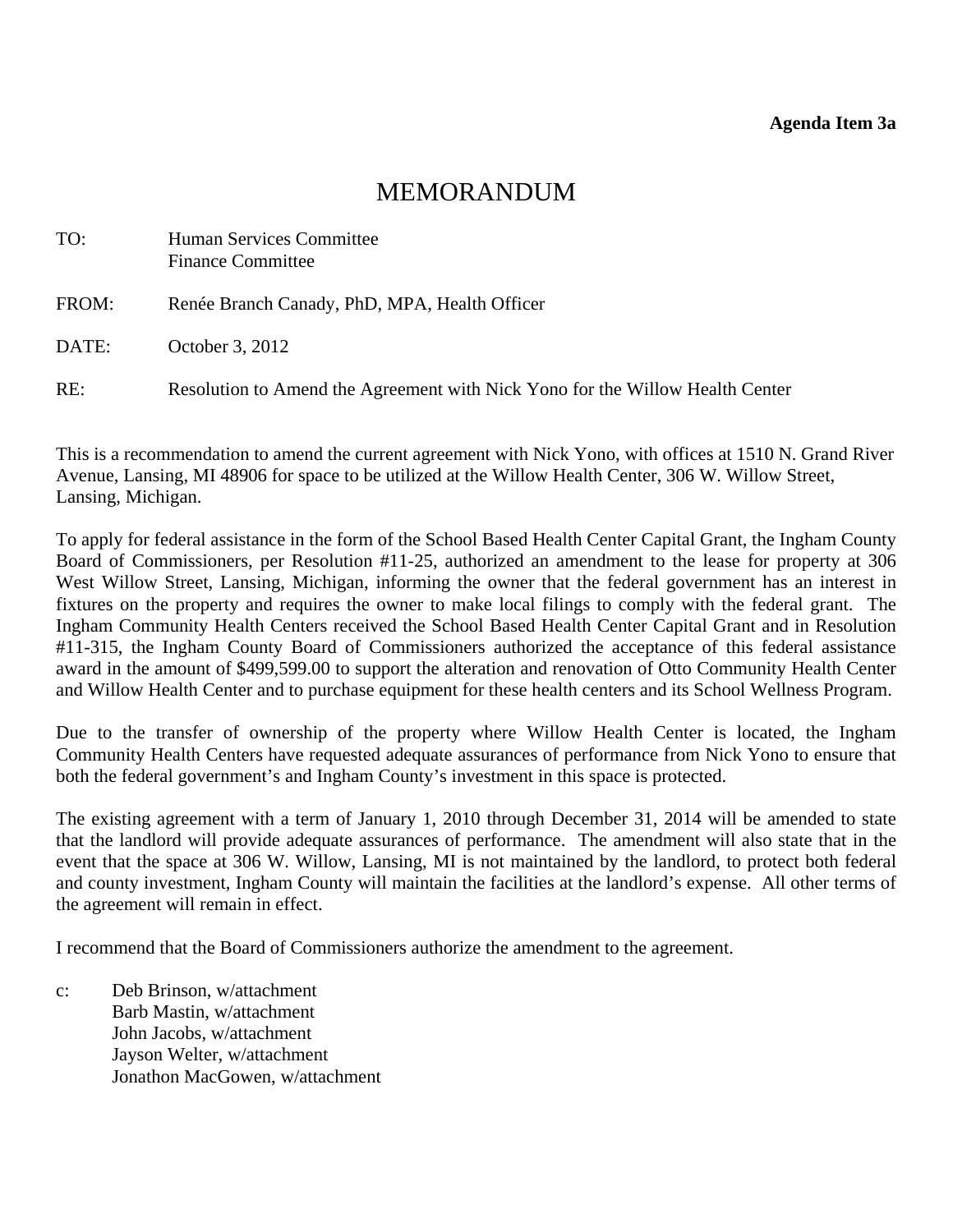**Agenda Item 3a**

# MEMORANDUM

TO: Human Services Committee
Finance Committee

FROM: Renée Branch Canady, PhD, MPA, Health Officer

DATE: October 3, 2012

RE: Resolution to Amend the Agreement with Nick Yono for the Willow Health Center

This is a recommendation to amend the current agreement with Nick Yono, with offices at 1510 N. Grand River Avenue, Lansing, MI 48906 for space to be utilized at the Willow Health Center, 306 W. Willow Street, Lansing, Michigan.

To apply for federal assistance in the form of the School Based Health Center Capital Grant, the Ingham County Board of Commissioners, per Resolution #11-25, authorized an amendment to the lease for property at 306 West Willow Street, Lansing, Michigan, informing the owner that the federal government has an interest in fixtures on the property and requires the owner to make local filings to comply with the federal grant. The Ingham Community Health Centers received the School Based Health Center Capital Grant and in Resolution #11-315, the Ingham County Board of Commissioners authorized the acceptance of this federal assistance award in the amount of $499,599.00 to support the alteration and renovation of Otto Community Health Center and Willow Health Center and to purchase equipment for these health centers and its School Wellness Program.

Due to the transfer of ownership of the property where Willow Health Center is located, the Ingham Community Health Centers have requested adequate assurances of performance from Nick Yono to ensure that both the federal government's and Ingham County's investment in this space is protected.

The existing agreement with a term of January 1, 2010 through December 31, 2014 will be amended to state that the landlord will provide adequate assurances of performance. The amendment will also state that in the event that the space at 306 W. Willow, Lansing, MI is not maintained by the landlord, to protect both federal and county investment, Ingham County will maintain the facilities at the landlord's expense. All other terms of the agreement will remain in effect.

I recommend that the Board of Commissioners authorize the amendment to the agreement.

c: Deb Brinson, w/attachment
Barb Mastin, w/attachment
John Jacobs, w/attachment
Jayson Welter, w/attachment
Jonathon MacGowen, w/attachment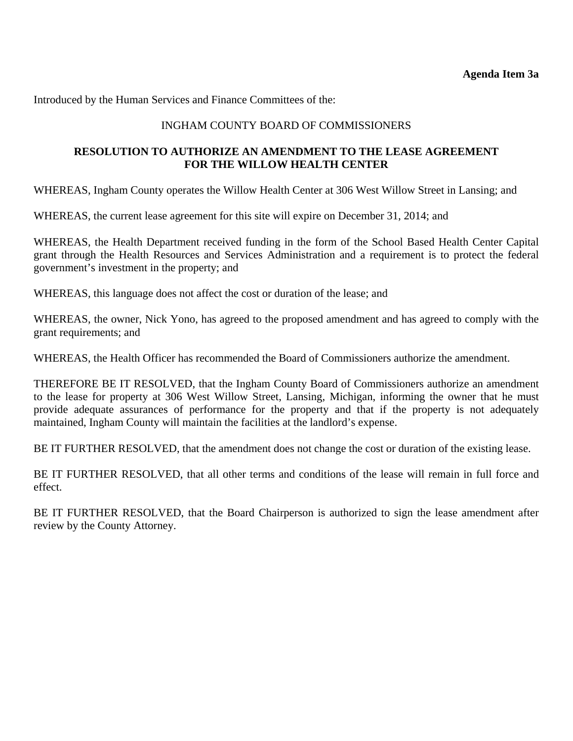**Agenda Item 3a**

Introduced by the Human Services and Finance Committees of the:

INGHAM COUNTY BOARD OF COMMISSIONERS

**RESOLUTION TO AUTHORIZE AN AMENDMENT TO THE LEASE AGREEMENT FOR THE WILLOW HEALTH CENTER**

WHEREAS, Ingham County operates the Willow Health Center at 306 West Willow Street in Lansing; and

WHEREAS, the current lease agreement for this site will expire on December 31, 2014; and

WHEREAS, the Health Department received funding in the form of the School Based Health Center Capital grant through the Health Resources and Services Administration and a requirement is to protect the federal government's investment in the property; and

WHEREAS, this language does not affect the cost or duration of the lease; and

WHEREAS, the owner, Nick Yono, has agreed to the proposed amendment and has agreed to comply with the grant requirements; and

WHEREAS, the Health Officer has recommended the Board of Commissioners authorize the amendment.

THEREFORE BE IT RESOLVED, that the Ingham County Board of Commissioners authorize an amendment to the lease for property at 306 West Willow Street, Lansing, Michigan, informing the owner that he must provide adequate assurances of performance for the property and that if the property is not adequately maintained, Ingham County will maintain the facilities at the landlord's expense.

BE IT FURTHER RESOLVED, that the amendment does not change the cost or duration of the existing lease.

BE IT FURTHER RESOLVED, that all other terms and conditions of the lease will remain in full force and effect.

BE IT FURTHER RESOLVED, that the Board Chairperson is authorized to sign the lease amendment after review by the County Attorney.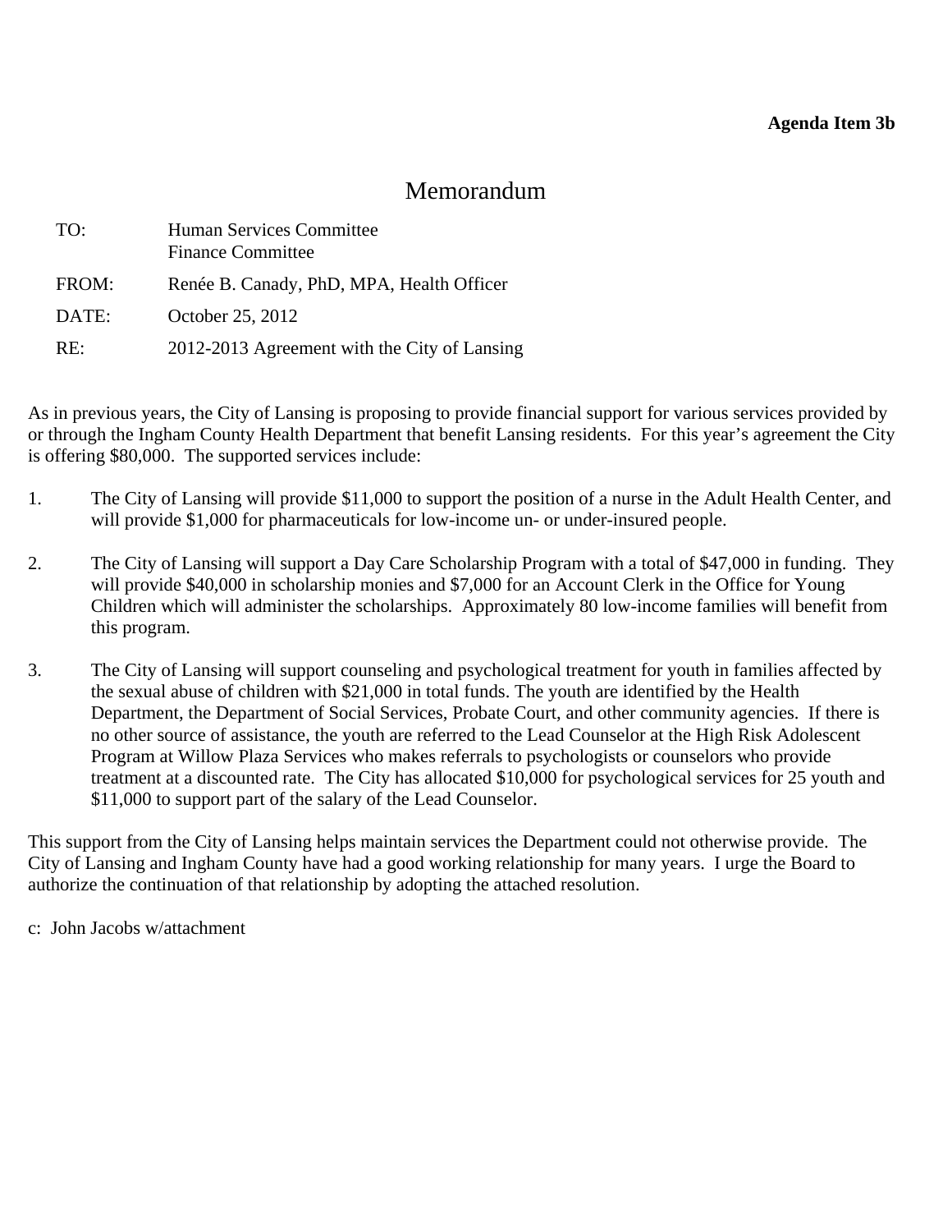**Agenda Item 3b**

# Memorandum

TO: Human Services Committee
Finance Committee

FROM: Renée B. Canady, PhD, MPA, Health Officer

DATE: October 25, 2012

RE: 2012-2013 Agreement with the City of Lansing

As in previous years, the City of Lansing is proposing to provide financial support for various services provided by or through the Ingham County Health Department that benefit Lansing residents. For this year's agreement the City is offering $80,000. The supported services include:

1. The City of Lansing will provide $11,000 to support the position of a nurse in the Adult Health Center, and will provide $1,000 for pharmaceuticals for low-income un- or under-insured people.

2. The City of Lansing will support a Day Care Scholarship Program with a total of $47,000 in funding. They will provide $40,000 in scholarship monies and $7,000 for an Account Clerk in the Office for Young Children which will administer the scholarships. Approximately 80 low-income families will benefit from this program.

3. The City of Lansing will support counseling and psychological treatment for youth in families affected by the sexual abuse of children with $21,000 in total funds. The youth are identified by the Health Department, the Department of Social Services, Probate Court, and other community agencies. If there is no other source of assistance, the youth are referred to the Lead Counselor at the High Risk Adolescent Program at Willow Plaza Services who makes referrals to psychologists or counselors who provide treatment at a discounted rate. The City has allocated $10,000 for psychological services for 25 youth and $11,000 to support part of the salary of the Lead Counselor.

This support from the City of Lansing helps maintain services the Department could not otherwise provide. The City of Lansing and Ingham County have had a good working relationship for many years. I urge the Board to authorize the continuation of that relationship by adopting the attached resolution.

c: John Jacobs w/attachment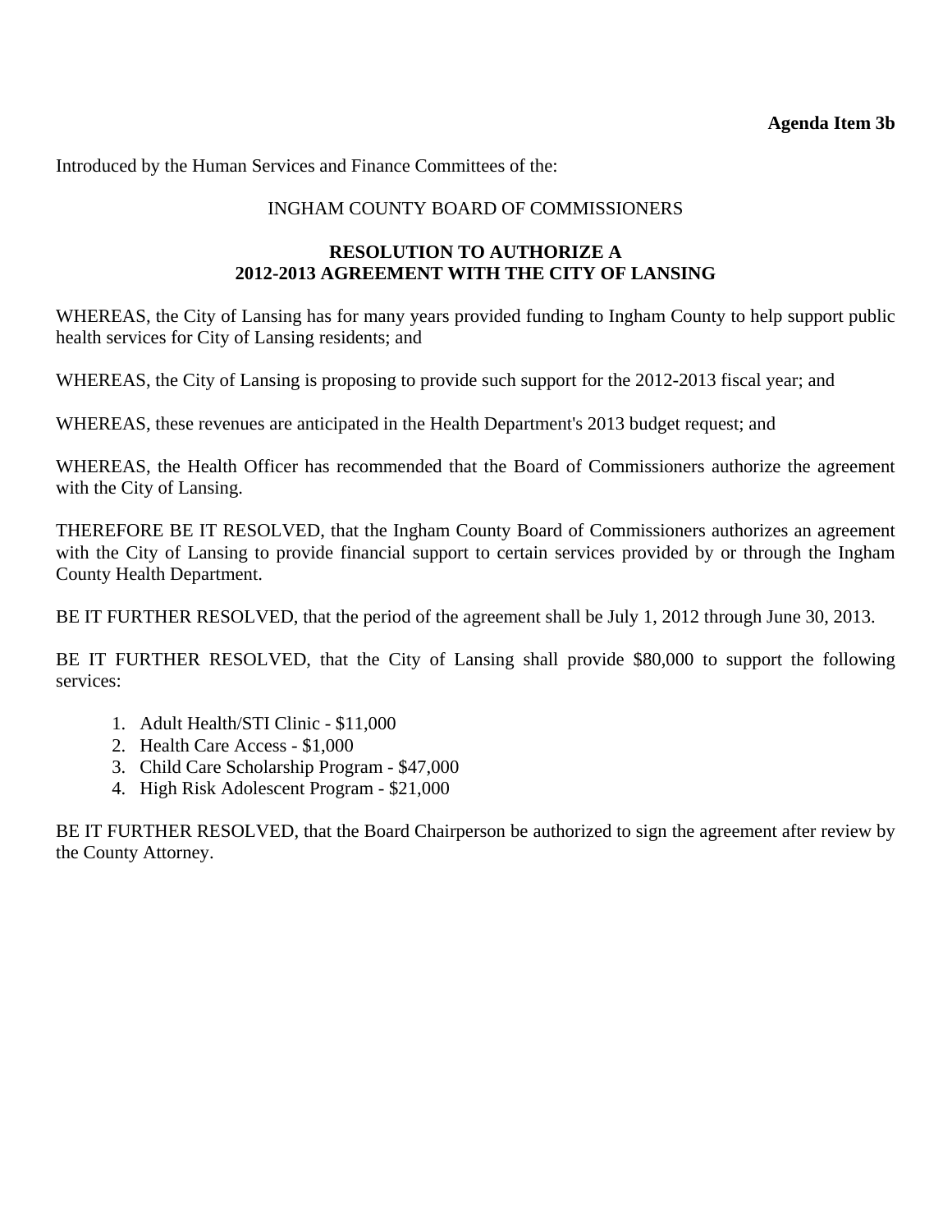**Agenda Item 3b**

Introduced by the Human Services and Finance Committees of the:

INGHAM COUNTY BOARD OF COMMISSIONERS

**RESOLUTION TO AUTHORIZE A 2012-2013 AGREEMENT WITH THE CITY OF LANSING**

WHEREAS, the City of Lansing has for many years provided funding to Ingham County to help support public health services for City of Lansing residents; and

WHEREAS, the City of Lansing is proposing to provide such support for the 2012-2013 fiscal year; and

WHEREAS, these revenues are anticipated in the Health Department's 2013 budget request; and

WHEREAS, the Health Officer has recommended that the Board of Commissioners authorize the agreement with the City of Lansing.

THEREFORE BE IT RESOLVED, that the Ingham County Board of Commissioners authorizes an agreement with the City of Lansing to provide financial support to certain services provided by or through the Ingham County Health Department.

BE IT FURTHER RESOLVED, that the period of the agreement shall be July 1, 2012 through June 30, 2013.

BE IT FURTHER RESOLVED, that the City of Lansing shall provide $80,000 to support the following services:

1. Adult Health/STI Clinic - $11,000
2. Health Care Access - $1,000
3. Child Care Scholarship Program - $47,000
4. High Risk Adolescent Program - $21,000

BE IT FURTHER RESOLVED, that the Board Chairperson be authorized to sign the agreement after review by the County Attorney.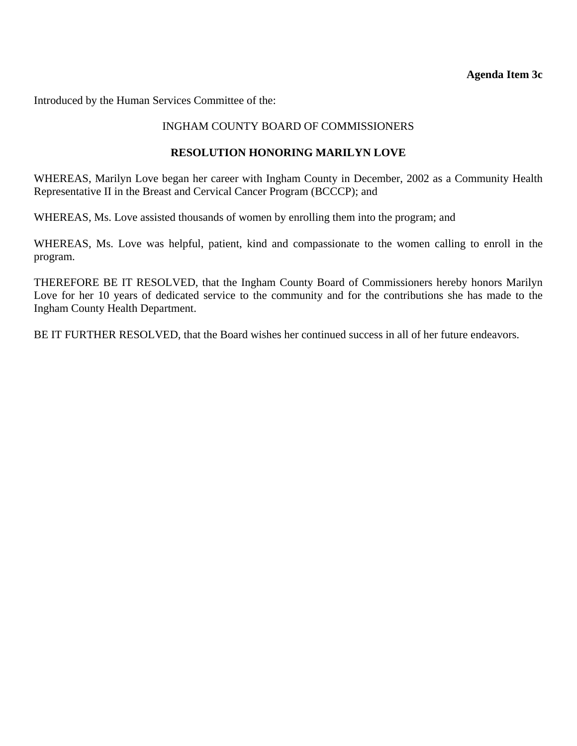**Agenda Item 3c**

Introduced by the Human Services Committee of the:

INGHAM COUNTY BOARD OF COMMISSIONERS

**RESOLUTION HONORING MARILYN LOVE**

WHEREAS, Marilyn Love began her career with Ingham County in December, 2002 as a Community Health Representative II in the Breast and Cervical Cancer Program (BCCCP); and

WHEREAS, Ms. Love assisted thousands of women by enrolling them into the program; and

WHEREAS, Ms. Love was helpful, patient, kind and compassionate to the women calling to enroll in the program.

THEREFORE BE IT RESOLVED, that the Ingham County Board of Commissioners hereby honors Marilyn Love for her 10 years of dedicated service to the community and for the contributions she has made to the Ingham County Health Department.

BE IT FURTHER RESOLVED, that the Board wishes her continued success in all of her future endeavors.